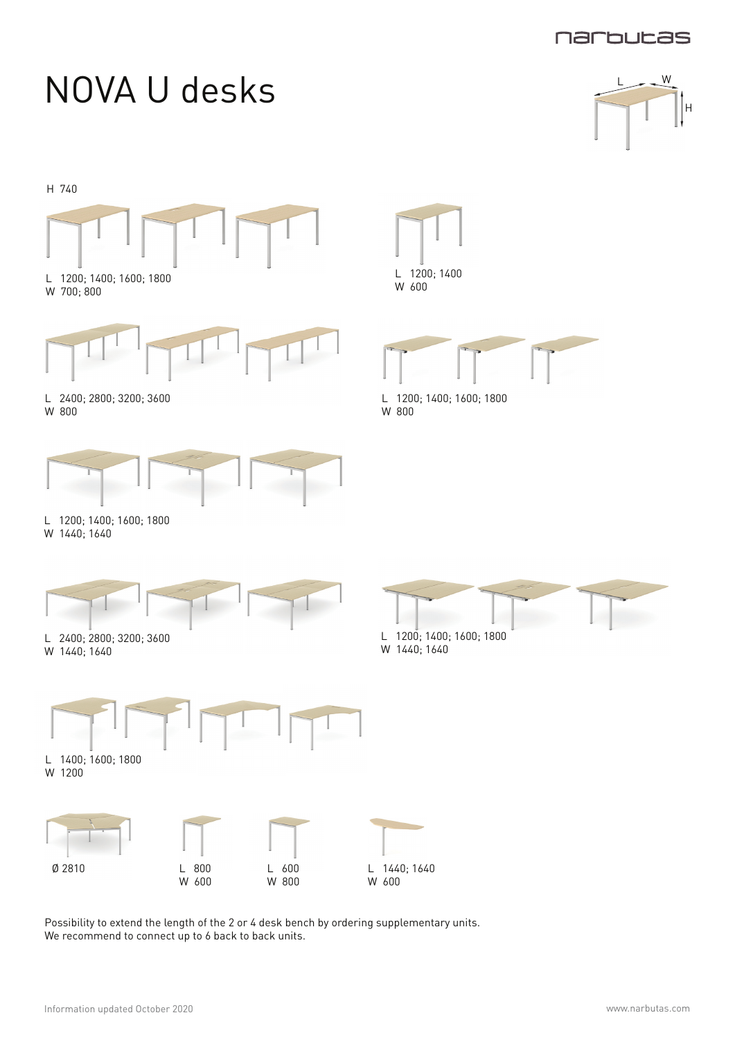# NOVA U desks

L W H

H 740

L 1200; 1400; 1600; 1800
W 700; 800

L 1200; 1400
W 600

L 2400; 2800; 3200; 3600
W 800

L 1200; 1400; 1600; 1800
W 800

L 1200; 1400; 1600; 1800
W 1440; 1640

L 2400; 2800; 3200; 3600
W 1440; 1640

L 1200; 1400; 1600; 1800
W 1440; 1640

L 1400; 1600; 1800
W 1200

Ø 2810

L 800
W 600

L 600
W 800

L 1440; 1640
W 600

Possibility to extend the length of the 2 or 4 desk bench by ordering supplementary units.
We recommend to connect up to 6 back to back units.

Information updated October 2020

www.narbutas.com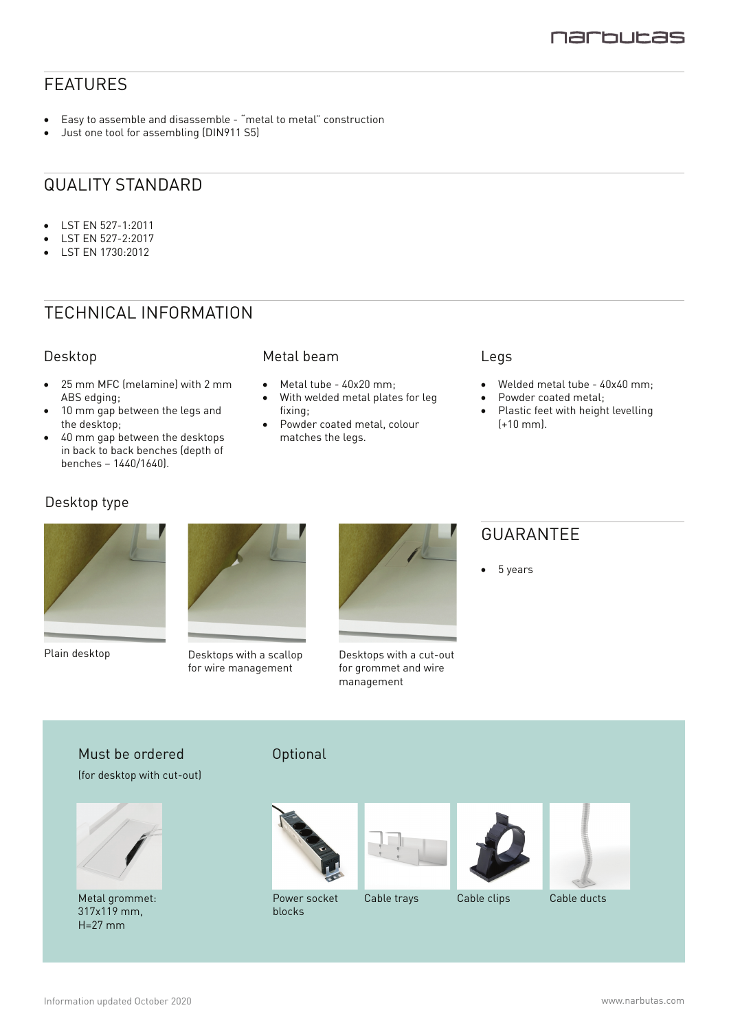## FEATURES

- Easy to assemble and disassemble - "metal to metal" construction
- Just one tool for assembling (DIN911 S5)

## QUALITY STANDARD

- LST EN 527-1:2011
- LST EN 527-2:2017
- LST EN 1730:2012

## TECHNICAL INFORMATION

### Desktop

- 25 mm MFC (melamine) with 2 mm ABS edging;
- 10 mm gap between the legs and the desktop;
- 40 mm gap between the desktops in back to back benches (depth of benches – 1440/1640).

### Metal beam

- Metal tube - 40x20 mm;
- With welded metal plates for leg fixing;
- Powder coated metal, colour matches the legs.

### Legs

- Welded metal tube - 40x40 mm;
- Powder coated metal;
- Plastic feet with height levelling (+10 mm).

### Desktop type

Plain desktop

Desktops with a scallop for wire management

Desktops with a cut-out for grommet and wire management

## GUARANTEE

- 5 years

### Must be ordered

(for desktop with cut-out)

Metal grommet: 317x119 mm, H=27 mm

### Optional

Power socket blocks

Cable trays

Cable clips

Cable ducts

Information updated October 2020